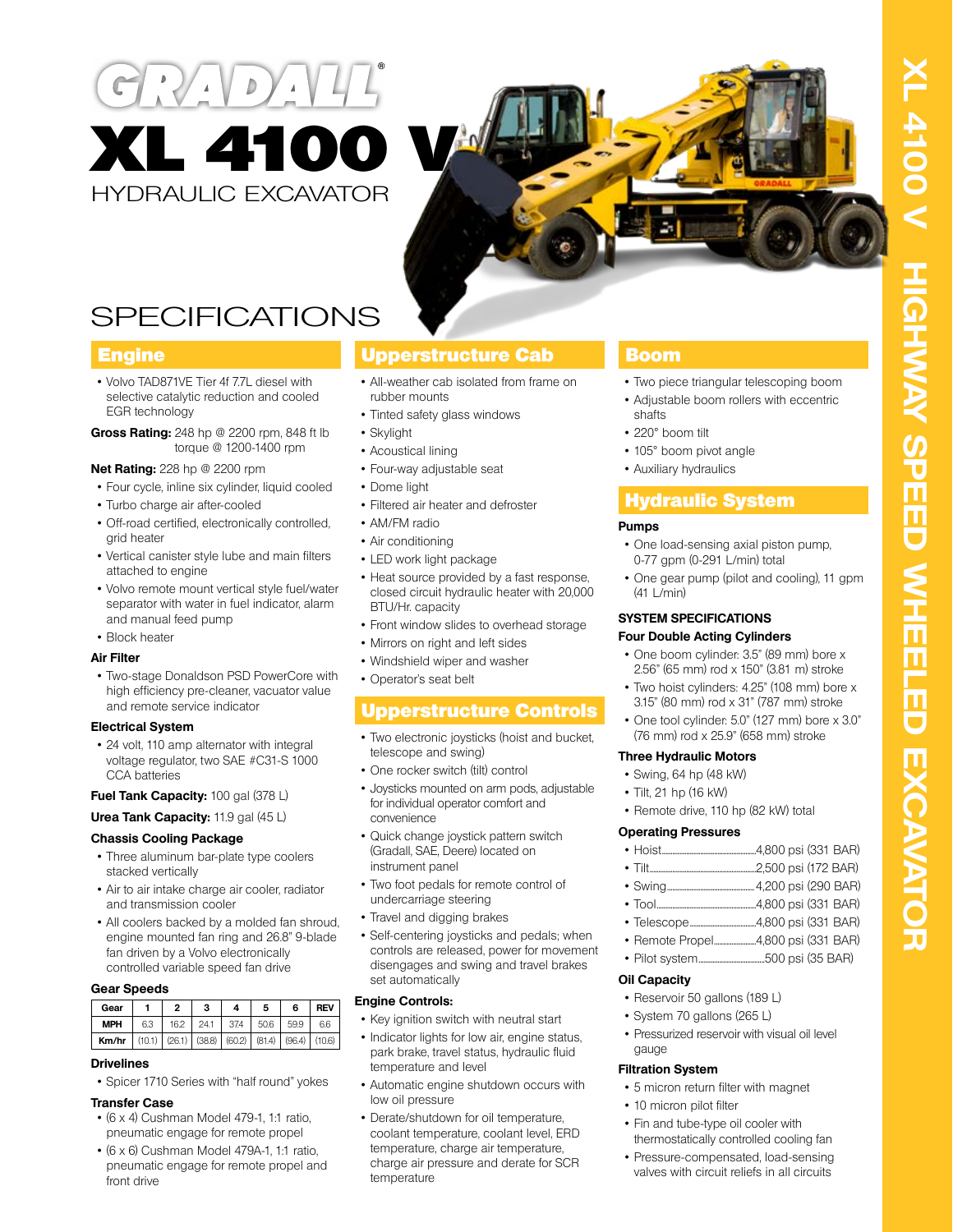# GRADALL® XL 4100 V

HYDRAULIC EXCAVATOR

XL 4100 V HIGHWAY SPEED WHEELED EXCAVATOR

## SPECIFICATIONS

## Engine

- Volvo TAD871VE Tier 4f 7.7L diesel with selective catalytic reduction and cooled EGR technology

**Gross Rating:** 248 hp @ 2200 rpm, 848 ft lb torque @ 1200-1400 rpm

**Net Rating:** 228 hp @ 2200 rpm

- Four cycle, inline six cylinder, liquid cooled
- Turbo charge air after-cooled
- Off-road certified, electronically controlled, grid heater
- Vertical canister style lube and main filters attached to engine
- Volvo remote mount vertical style fuel/water separator with water in fuel indicator, alarm and manual feed pump
- Block heater

### Air Filter

- Two-stage Donaldson PSD PowerCore with high efficiency pre-cleaner, vacuator value and remote service indicator

### Electrical System

- 24 volt, 110 amp alternator with integral voltage regulator, two SAE #C31-S 1000 CCA batteries

**Fuel Tank Capacity:** 100 gal (378 L)

**Urea Tank Capacity:** 11.9 gal (45 L)

### Chassis Cooling Package

- Three aluminum bar-plate type coolers stacked vertically
- Air to air intake charge air cooler, radiator and transmission cooler
- All coolers backed by a molded fan shroud, engine mounted fan ring and 26.8" 9-blade fan driven by a Volvo electronically controlled variable speed fan drive

### Gear Speeds

| Gear | 1 | 2 | 3 | 4 | 5 | 6 | REV |
|---|---|---|---|---|---|---|---|
| MPH | 6.3 | 16.2 | 24.1 | 37.4 | 50.6 | 59.9 | 6.6 |
| Km/hr | (10.1) | (26.1) | (38.8) | (60.2) | (81.4) | (96.4) | (10.6) |

### Drivelines

- Spicer 1710 Series with "half round" yokes

### Transfer Case

- (6 x 4) Cushman Model 479-1, 1:1 ratio, pneumatic engage for remote propel
- (6 x 6) Cushman Model 479A-1, 1:1 ratio, pneumatic engage for remote propel and front drive

## Upperstructure Cab

- All-weather cab isolated from frame on rubber mounts
- Tinted safety glass windows
- Skylight
- Acoustical lining
- Four-way adjustable seat
- Dome light
- Filtered air heater and defroster
- AM/FM radio
- Air conditioning
- LED work light package
- Heat source provided by a fast response, closed circuit hydraulic heater with 20,000 BTU/Hr. capacity
- Front window slides to overhead storage
- Mirrors on right and left sides
- Windshield wiper and washer
- Operator's seat belt

## Upperstructure Controls

- Two electronic joysticks (hoist and bucket, telescope and swing)
- One rocker switch (tilt) control
- Joysticks mounted on arm pods, adjustable for individual operator comfort and convenience
- Quick change joystick pattern switch (Gradall, SAE, Deere) located on instrument panel
- Two foot pedals for remote control of undercarriage steering
- Travel and digging brakes
- Self-centering joysticks and pedals; when controls are released, power for movement disengages and swing and travel brakes set automatically

### Engine Controls:

- Key ignition switch with neutral start
- Indicator lights for low air, engine status, park brake, travel status, hydraulic fluid temperature and level
- Automatic engine shutdown occurs with low oil pressure
- Derate/shutdown for oil temperature, coolant temperature, coolant level, ERD temperature, charge air temperature, charge air pressure and derate for SCR temperature

## Boom

- Two piece triangular telescoping boom
- Adjustable boom rollers with eccentric shafts
- 220° boom tilt
- 105° boom pivot angle
- Auxiliary hydraulics

## Hydraulic System

### Pumps

- One load-sensing axial piston pump, 0-77 gpm (0-291 L/min) total
- One gear pump (pilot and cooling), 11 gpm (41 L/min)

### SYSTEM SPECIFICATIONS

### Four Double Acting Cylinders

- One boom cylinder: 3.5" (89 mm) bore x 2.56" (65 mm) rod x 150" (3.81 m) stroke
- Two hoist cylinders: 4.25" (108 mm) bore x 3.15" (80 mm) rod x 31" (787 mm) stroke
- One tool cylinder: 5.0" (127 mm) bore x 3.0" (76 mm) rod x 25.9" (658 mm) stroke

### Three Hydraulic Motors

- Swing, 64 hp (48 kW)
- Tilt, 21 hp (16 kW)
- Remote drive, 110 hp (82 kW) total

### Operating Pressures

- Hoist....................4,800 psi (331 BAR)
- Tilt....................2,500 psi (172 BAR)
- Swing....................4,200 psi (290 BAR)
- Tool....................4,800 psi (331 BAR)
- Telescope....................4,800 psi (331 BAR)
- Remote Propel....................4,800 psi (331 BAR)
- Pilot system....................500 psi (35 BAR)

### Oil Capacity

- Reservoir 50 gallons (189 L)
- System 70 gallons (265 L)
- Pressurized reservoir with visual oil level gauge

### Filtration System

- 5 micron return filter with magnet
- 10 micron pilot filter
- Fin and tube-type oil cooler with thermostatically controlled cooling fan
- Pressure-compensated, load-sensing valves with circuit reliefs in all circuits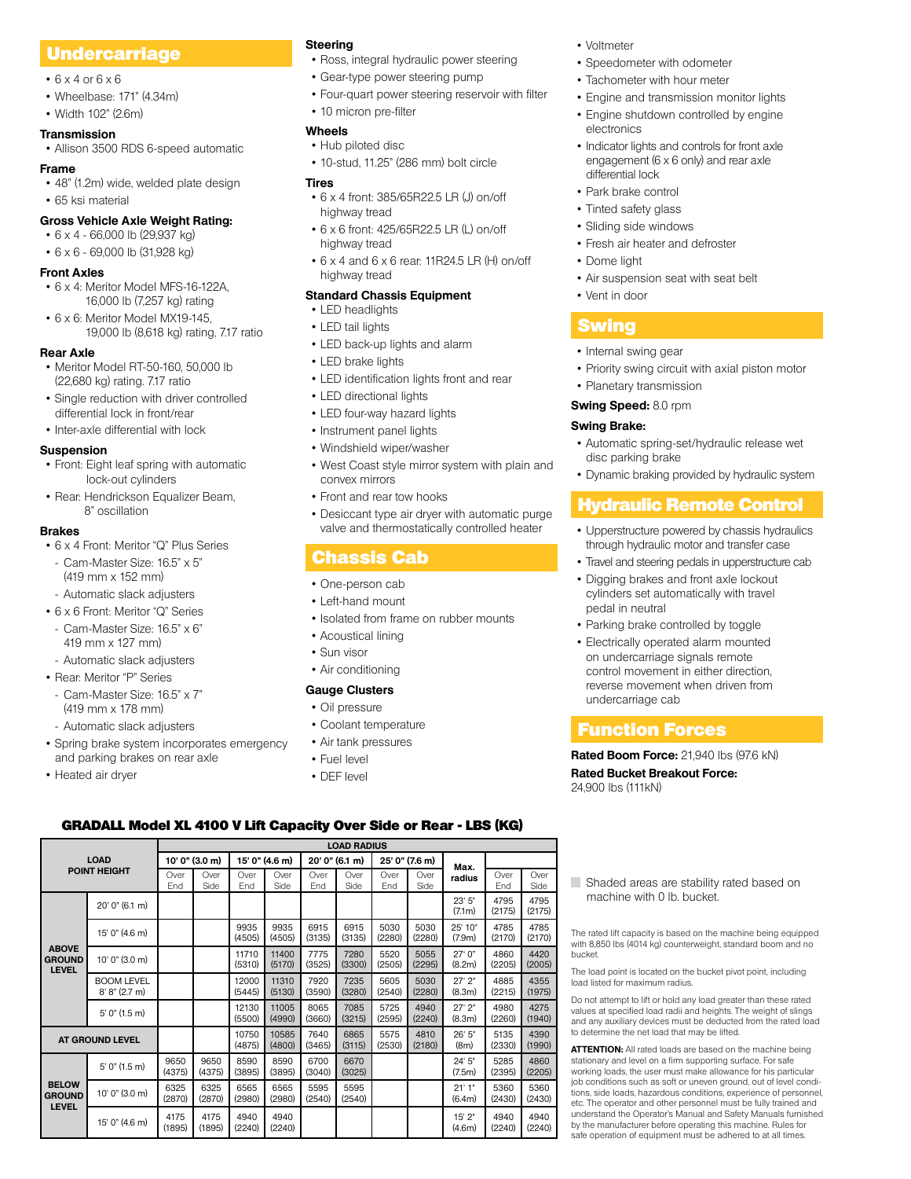## Undercarriage

- 6 x 4 or 6 x 6
- Wheelbase: 171" (4.34m)
- Width 102" (2.6m)

### Transmission

- Allison 3500 RDS 6-speed automatic

### Frame

- 48" (1.2m) wide, welded plate design
- 65 ksi material

### Gross Vehicle Axle Weight Rating:

- 6 x 4 - 66,000 lb (29,937 kg)
- 6 x 6 - 69,000 lb (31,928 kg)

### Front Axles

- 6 x 4: Meritor Model MFS-16-122A, 16,000 lb (7,257 kg) rating
- 6 x 6: Meritor Model MX19-145, 19,000 lb (8,618 kg) rating, 7.17 ratio

### Rear Axle

- Meritor Model RT-50-160, 50,000 lb (22,680 kg) rating. 7.17 ratio
- Single reduction with driver controlled differential lock in front/rear
- Inter-axle differential with lock

### Suspension

- Front: Eight leaf spring with automatic lock-out cylinders
- Rear: Hendrickson Equalizer Beam, 8" oscillation

### Brakes

- 6 x 4 Front: Meritor "Q" Plus Series
  - Cam-Master Size: 16.5" x 5" (419 mm x 152 mm)
  - Automatic slack adjusters
- 6 x 6 Front: Meritor "Q" Series
  - Cam-Master Size: 16.5" x 6" 419 mm x 127 mm)
  - Automatic slack adjusters
- Rear: Meritor "P" Series
  - Cam-Master Size: 16.5" x 7" (419 mm x 178 mm)
  - Automatic slack adjusters
- Spring brake system incorporates emergency and parking brakes on rear axle
- Heated air dryer

### Steering

- Ross, integral hydraulic power steering
- Gear-type power steering pump
- Four-quart power steering reservoir with filter
- 10 micron pre-filter

### Wheels

- Hub piloted disc
- 10-stud, 11.25" (286 mm) bolt circle

### Tires

- 6 x 4 front: 385/65R22.5 LR (J) on/off highway tread
- 6 x 6 front: 425/65R22.5 LR (L) on/off highway tread
- 6 x 4 and 6 x 6 rear: 11R24.5 LR (H) on/off highway tread

### Standard Chassis Equipment

- LED headlights
- LED tail lights
- LED back-up lights and alarm
- LED brake lights
- LED identification lights front and rear
- LED directional lights
- LED four-way hazard lights
- Instrument panel lights
- Windshield wiper/washer
- West Coast style mirror system with plain and convex mirrors
- Front and rear tow hooks
- Desiccant type air dryer with automatic purge valve and thermostatically controlled heater

## Chassis Cab

- One-person cab
- Left-hand mount
- Isolated from frame on rubber mounts
- Acoustical lining
- Sun visor
- Air conditioning

### Gauge Clusters

- Oil pressure
- Coolant temperature
- Air tank pressures
- Fuel level
- DEF level
- Voltmeter
- Speedometer with odometer
- Tachometer with hour meter
- Engine and transmission monitor lights
- Engine shutdown controlled by engine electronics
- Indicator lights and controls for front axle engagement (6 x 6 only) and rear axle differential lock
- Park brake control
- Tinted safety glass
- Sliding side windows
- Fresh air heater and defroster
- Dome light
- Air suspension seat with seat belt
- Vent in door

## Swing

- Internal swing gear
- Priority swing circuit with axial piston motor
- Planetary transmission

**Swing Speed:** 8.0 rpm

**Swing Brake:**

- Automatic spring-set/hydraulic release wet disc parking brake
- Dynamic braking provided by hydraulic system

## Hydraulic Remote Control

- Upperstructure powered by chassis hydraulics through hydraulic motor and transfer case
- Travel and steering pedals in upperstructure cab
- Digging brakes and front axle lockout cylinders set automatically with travel pedal in neutral
- Parking brake controlled by toggle
- Electrically operated alarm mounted on undercarriage signals remote control movement in either direction, reverse movement when driven from undercarriage cab

## Function Forces

**Rated Boom Force:** 21,940 lbs (97.6 kN)

**Rated Bucket Breakout Force:** 24,900 lbs (111kN)

### GRADALL Model XL 4100 V Lift Capacity Over Side or Rear - LBS (KG)

| LOAD POINT HEIGHT | | LOAD RADIUS | | | | | | | | | | |
|---|---|---|---|---|---|---|---|---|---|---|---|---|
| | | 10' 0" (3.0 m) | | 15' 0" (4.6 m) | | 20' 0" (6.1 m) | | 25' 0" (7.6 m) | | Max. radius | | |
| | | Over End | Over Side | Over End | Over Side | Over End | Over Side | Over End | Over Side | | Over End | Over Side |
| ABOVE GROUND LEVEL | 20' 0" (6.1 m) | | | | | | | | | 23' 5" (7.1m) | 4795 (2175) | 4795 (2175) |
| | 15' 0" (4.6 m) | | | 9935 (4505) | 9935 (4505) | 6915 (3135) | 6915 (3135) | 5030 (2280) | 5030 (2280) | 25' 10" (7.9m) | 4785 (2170) | 4785 (2170) |
| | 10' 0" (3.0 m) | | | 11710 (5310) | 11400 (5170) | 7775 (3525) | 7280 (3300) | 5520 (2505) | 5055 (2295) | 27' 0" (8.2m) | 4860 (2205) | 4420 (2005) |
| | BOOM LEVEL 8' 8" (2.7 m) | | | 12000 (5445) | 11310 (5130) | 7920 (3590) | 7235 (3280) | 5605 (2540) | 5030 (2280) | 27' 2" (8.3m) | 4885 (2215) | 4355 (1975) |
| | 5' 0" (1.5 m) | | | 12130 (5500) | 11005 (4990) | 8065 (3660) | 7085 (3215) | 5725 (2595) | 4940 (2240) | 27' 2" (8.3m) | 4980 (2260) | 4275 (1940) |
| AT GROUND LEVEL | | | | 10750 (4875) | 10585 (4800) | 7640 (3465) | 6865 (3115) | 5575 (2530) | 4810 (2180) | 26' 5" (8m) | 5135 (2330) | 4390 (1990) |
| BELOW GROUND LEVEL | 5' 0" (1.5 m) | 9650 (4375) | 9650 (4375) | 8590 (3895) | 8590 (3895) | 6700 (3040) | 6670 (3025) | | | 24' 5" (7.5m) | 5285 (2395) | 4860 (2205) |
| | 10' 0" (3.0 m) | 6325 (2870) | 6325 (2870) | 6565 (2980) | 6565 (2980) | 5595 (2540) | 5595 (2540) | | | 21' 1" (6.4m) | 5360 (2430) | 5360 (2430) |
| | 15' 0" (4.6 m) | 4175 (1895) | 4175 (1895) | 4940 (2240) | 4940 (2240) | | | | | 15' 2" (4.6m) | 4940 (2240) | 4940 (2240) |

Shaded areas are stability rated based on machine with 0 lb. bucket.

The rated lift capacity is based on the machine being equipped with 8,850 lbs (4014 kg) counterweight, standard boom and no bucket.

The load point is located on the bucket pivot point, including load listed for maximum radius.

Do not attempt to lift or hold any load greater than these rated values at specified load radii and heights. The weight of slings and any auxiliary devices must be deducted from the rated load to determine the net load that may be lifted.

**ATTENTION:** All rated loads are based on the machine being stationary and level on a firm supporting surface. For safe working loads, the user must make allowance for his particular job conditions such as soft or uneven ground, out of level conditions, side loads, hazardous conditions, experience of personnel, etc. The operator and other personnel must be fully trained and understand the Operator's Manual and Safety Manuals furnished by the manufacturer before operating this machine. Rules for safe operation of equipment must be adhered to at all times.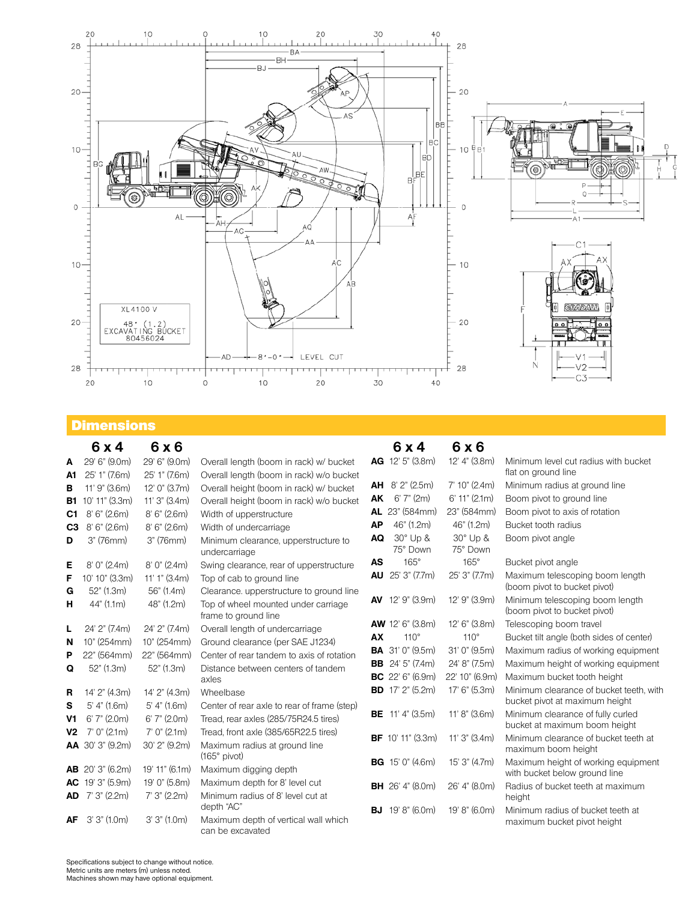## Dimensions

| | 6 x 4 | 6 x 6 | |
|---|---|---|---|
| **A** | 29' 6" (9.0m) | 29' 6" (9.0m) | Overall length (boom in rack) w/ bucket |
| **A1** | 25' 1" (7.6m) | 25' 1" (7.6m) | Overall length (boom in rack) w/o bucket |
| **B** | 11' 9" (3.6m) | 12' 0" (3.7m) | Overall height (boom in rack) w/ bucket |
| **B1** | 10' 11" (3.3m) | 11' 3" (3.4m) | Overall height (boom in rack) w/o bucket |
| **C1** | 8' 6" (2.6m) | 8' 6" (2.6m) | Width of upperstructure |
| **C3** | 8' 6" (2.6m) | 8' 6" (2.6m) | Width of undercarriage |
| **D** | 3" (76mm) | 3" (76mm) | Minimum clearance, upperstructure to undercarriage |
| **E** | 8' 0" (2.4m) | 8' 0" (2.4m) | Swing clearance, rear of upperstructure |
| **F** | 10' 10" (3.3m) | 11' 1" (3.4m) | Top of cab to ground line |
| **G** | 52" (1.3m) | 56" (1.4m) | Clearance. upperstructure to ground line |
| **H** | 44" (1.1m) | 48" (1.2m) | Top of wheel mounted under carriage frame to ground line |
| **L** | 24' 2" (7.4m) | 24' 2" (7.4m) | Overall length of undercarriage |
| **N** | 10" (254mm) | 10" (254mm) | Ground clearance (per SAE J1234) |
| **P** | 22" (564mm) | 22" (564mm) | Center of rear tandem to axis of rotation |
| **Q** | 52" (1.3m) | 52" (1.3m) | Distance between centers of tandem axles |
| **R** | 14' 2" (4.3m) | 14' 2" (4.3m) | Wheelbase |
| **S** | 5' 4" (1.6m) | 5' 4" (1.6m) | Center of rear axle to rear of frame (step) |
| **V1** | 6' 7" (2.0m) | 6' 7" (2.0m) | Tread, rear axles (285/75R24.5 tires) |
| **V2** | 7' 0" (2.1m) | 7' 0" (2.1m) | Tread, front axle (385/65R22.5 tires) |
| **AA** | 30' 3" (9.2m) | 30' 2" (9.2m) | Maximum radius at ground line (165° pivot) |
| **AB** | 20' 3" (6.2m) | 19' 11" (6.1m) | Maximum digging depth |
| **AC** | 19' 3" (5.9m) | 19' 0" (5.8m) | Maximum depth for 8' level cut |
| **AD** | 7' 3" (2.2m) | 7' 3" (2.2m) | Minimum radius of 8' level cut at depth "AC" |
| **AF** | 3' 3" (1.0m) | 3' 3" (1.0m) | Maximum depth of vertical wall which can be excavated |
| **AG** | 12' 5" (3.8m) | 12' 4" (3.8m) | Minimum level cut radius with bucket flat on ground line |
| **AH** | 8' 2" (2.5m) | 7' 10" (2.4m) | Minimum radius at ground line |
| **AK** | 6' 7" (2m) | 6' 11" (2.1m) | Boom pivot to ground line |
| **AL** | 23" (584mm) | 23" (584mm) | Boom pivot to axis of rotation |
| **AP** | 46" (1.2m) | 46" (1.2m) | Bucket tooth radius |
| **AQ** | 30° Up & 75° Down | 30° Up & 75° Down | Boom pivot angle |
| **AS** | 165° | 165° | Bucket pivot angle |
| **AU** | 25' 3" (7.7m) | 25' 3" (7.7m) | Maximum telescoping boom length (boom pivot to bucket pivot) |
| **AV** | 12' 9" (3.9m) | 12' 9" (3.9m) | Minimum telescoping boom length (boom pivot to bucket pivot) |
| **AW** | 12' 6" (3.8m) | 12' 6" (3.8m) | Telescoping boom travel |
| **AX** | 110° | 110° | Bucket tilt angle (both sides of center) |
| **BA** | 31' 0" (9.5m) | 31' 0" (9.5m) | Maximum radius of working equipment |
| **BB** | 24' 5" (7.4m) | 24' 8" (7.5m) | Maximum height of working equipment |
| **BC** | 22' 6" (6.9m) | 22' 10" (6.9m) | Maximum bucket tooth height |
| **BD** | 17' 2" (5.2m) | 17' 6" (5.3m) | Minimum clearance of bucket teeth, with bucket pivot at maximum height |
| **BE** | 11' 4" (3.5m) | 11' 8" (3.6m) | Minimum clearance of fully curled bucket at maximum boom height |
| **BF** | 10' 11" (3.3m) | 11' 3" (3.4m) | Minimum clearance of bucket teeth at maximum boom height |
| **BG** | 15' 0" (4.6m) | 15' 3" (4.7m) | Maximum height of working equipment with bucket below ground line |
| **BH** | 26' 4" (8.0m) | 26' 4" (8.0m) | Radius of bucket teeth at maximum height |
| **BJ** | 19' 8" (6.0m) | 19' 8" (6.0m) | Minimum radius of bucket teeth at maximum bucket pivot height |

Specifications subject to change without notice.
Metric units are meters (m) unless noted.
Machines shown may have optional equipment.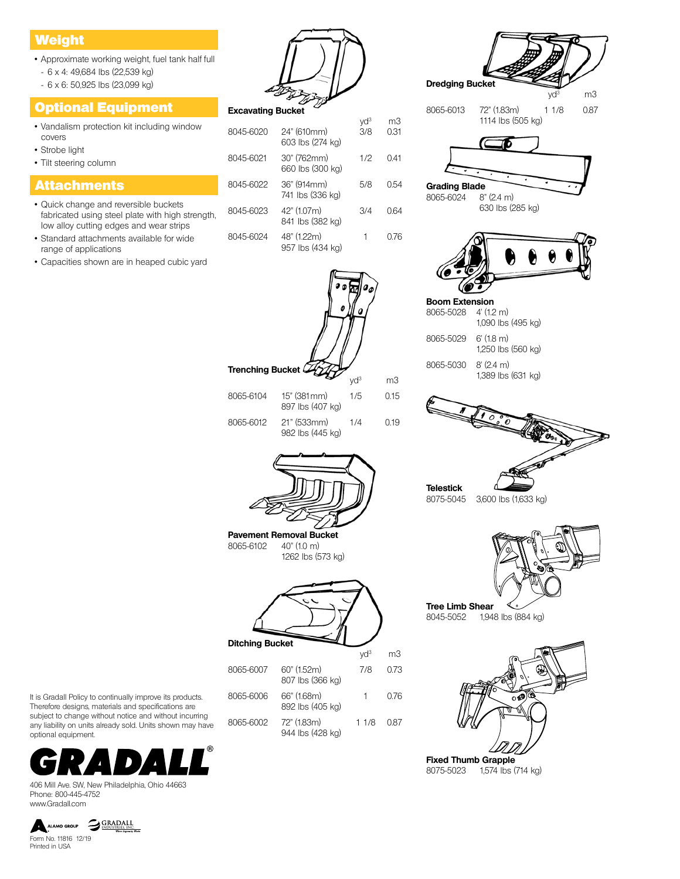## Weight

- Approximate working weight, fuel tank half full
  - 6 x 4: 49,684 lbs (22,539 kg)
  - 6 x 6: 50,925 lbs (23,099 kg)

## Optional Equipment

- Vandalism protection kit including window covers
- Strobe light
- Tilt steering column

## Attachments

- Quick change and reversible buckets fabricated using steel plate with high strength, low alloy cutting edges and wear strips
- Standard attachments available for wide range of applications
- Capacities shown are in heaped cubic yard

**Excavating Bucket**

| | | yd³ | m3 |
|---|---|---|---|
| 8045-6020 | 24" (610mm)<br>603 lbs (274 kg) | 3/8 | 0.31 |
| 8045-6021 | 30" (762mm)<br>660 lbs (300 kg) | 1/2 | 0.41 |
| 8045-6022 | 36" (914mm)<br>741 lbs (336 kg) | 5/8 | 0.54 |
| 8045-6023 | 42" (1.07m)<br>841 lbs (382 kg) | 3/4 | 0.64 |
| 8045-6024 | 48" (1.22m)<br>957 lbs (434 kg) | 1 | 0.76 |

**Trenching Bucket**

| | | yd³ | m3 |
|---|---|---|---|
| 8065-6104 | 15" (381mm)<br>897 lbs (407 kg) | 1/5 | 0.15 |
| 8065-6012 | 21" (533mm)<br>982 lbs (445 kg) | 1/4 | 0.19 |

**Pavement Removal Bucket**

8065-6102 40" (1.0 m)
1262 lbs (573 kg)

**Ditching Bucket**

| | | yd³ | m3 |
|---|---|---|---|
| 8065-6007 | 60" (1.52m)<br>807 lbs (366 kg) | 7/8 | 0.73 |
| 8065-6006 | 66" (1.68m)<br>892 lbs (405 kg) | 1 | 0.76 |
| 8065-6002 | 72" (1.83m)<br>944 lbs (428 kg) | 1 1/8 | 0.87 |

**Dredging Bucket**

| | | yd³ | m3 |
|---|---|---|---|
| 8065-6013 | 72" (1.83m)<br>1114 lbs (505 kg) | 1 1/8 | 0.87 |

**Grading Blade**

8065-6024 8" (2.4 m)
630 lbs (285 kg)

**Boom Extension**

| | |
|---|---|
| 8065-5028 | 4' (1.2 m)<br>1,090 lbs (495 kg) |
| 8065-5029 | 6' (1.8 m)<br>1,250 lbs (560 kg) |
| 8065-5030 | 8' (2.4 m)<br>1,389 lbs (631 kg) |

**Telestick**

8075-5045 3,600 lbs (1,633 kg)

**Tree Limb Shear**

8045-5052 1,948 lbs (884 kg)

**Fixed Thumb Grapple**

8075-5023 1,574 lbs (714 kg)

It is Gradall Policy to continually improve its products. Therefore designs, materials and specifications are subject to change without notice and without incurring any liability on units already sold. Units shown may have optional equipment.

GRADALL®

406 Mill Ave. SW, New Philadelphia, Ohio 44663
Phone: 800-445-4752
www.Gradall.com

ALAMO GROUP GRADALL INDUSTRIES, INC.

Form No. 11816 12/19
Printed in USA